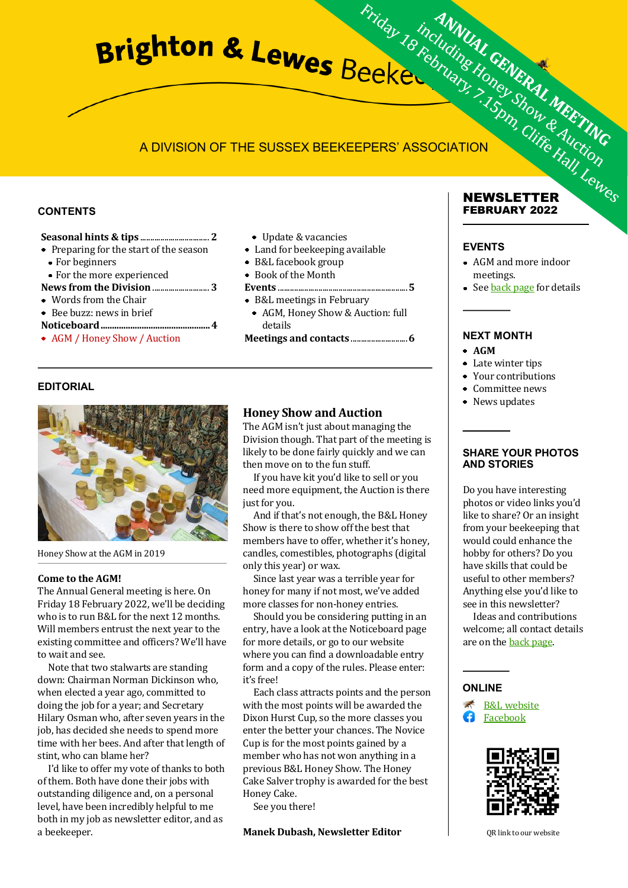# Brighton & Lewes Beekeepers

A DIVISION OF THE SUSSEX BEEKEEPERS' ASSOCIATION

**ANNUAL GENERAL MEETING including Honey Show & Auction**
Friday 18 February, 7.15pm, Cliffe Hall, Lewes

## NEWSLETTER FEBRUARY 2022

### CONTENTS

**Seasonal hints & tips** ........ 2
- Preparing for the start of the season
  - For beginners
  - For the more experienced

**News from the Division** ........ 3
- Words from the Chair
- Bee buzz: news in brief

**Noticeboard** ........ 4
- AGM / Honey Show / Auction
  - Update & vacancies
- Land for beekeeping available
- B&L facebook group
- Book of the Month

**Events** ........ 5
- B&L meetings in February
  - AGM, Honey Show & Auction: full details

**Meetings and contacts** ........ 6

### EDITORIAL

Honey Show at the AGM in 2019

**Come to the AGM!**

The Annual General meeting is here. On Friday 18 February 2022, we'll be deciding who is to run B&L for the next 12 months. Will members entrust the next year to the existing committee and officers? We'll have to wait and see.

Note that two stalwarts are standing down: Chairman Norman Dickinson who, when elected a year ago, committed to doing the job for a year; and Secretary Hilary Osman who, after seven years in the job, has decided she needs to spend more time with her bees. And after that length of stint, who can blame her?

I'd like to offer my vote of thanks to both of them. Both have done their jobs with outstanding diligence and, on a personal level, have been incredibly helpful to me both in my job as newsletter editor, and as a beekeeper.

## Honey Show and Auction

The AGM isn't just about managing the Division though. That part of the meeting is likely to be done fairly quickly and we can then move on to the fun stuff.

If you have kit you'd like to sell or you need more equipment, the Auction is there just for you.

And if that's not enough, the B&L Honey Show is there to show off the best that members have to offer, whether it's honey, candles, comestibles, photographs (digital only this year) or wax.

Since last year was a terrible year for honey for many if not most, we've added more classes for non-honey entries.

Should you be considering putting in an entry, have a look at the Noticeboard page for more details, or go to our website where you can find a downloadable entry form and a copy of the rules. Please enter: it's free!

Each class attracts points and the person with the most points will be awarded the Dixon Hurst Cup, so the more classes you enter the better your chances. The Novice Cup is for the most points gained by a member who has not won anything in a previous B&L Honey Show. The Honey Cake Salver trophy is awarded for the best Honey Cake.

See you there!

**Manek Dubash, Newsletter Editor**

### EVENTS

- AGM and more indoor meetings.
- See back page for details

### NEXT MONTH

- **AGM**
- Late winter tips
- Your contributions
- Committee news
- News updates

### SHARE YOUR PHOTOS AND STORIES

Do you have interesting photos or video links you'd like to share? Or an insight from your beekeeping that would could enhance the hobby for others? Do you have skills that could be useful to other members? Anything else you'd like to see in this newsletter?

Ideas and contributions welcome; all contact details are on the back page.

### ONLINE

- B&L website
- Facebook

QR link to our website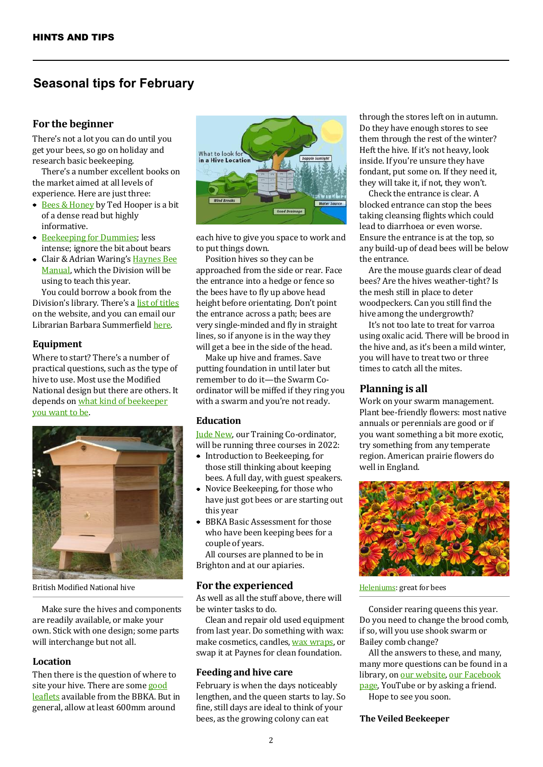HINTS AND TIPS

# Seasonal tips for February

## For the beginner

There's not a lot you can do until you get your bees, so go on holiday and research basic beekeeping.

There's a number excellent books on the market aimed at all levels of experience. Here are just three:

- Bees & Honey by Ted Hooper is a bit of a dense read but highly informative.
- Beekeeping for Dummies; less intense; ignore the bit about bears
- Clair & Adrian Waring's Haynes Bee Manual, which the Division will be using to teach this year.

You could borrow a book from the Division's library. There's a list of titles on the website, and you can email our Librarian Barbara Summerfield here.

## Equipment

Where to start? There's a number of practical questions, such as the type of hive to use. Most use the Modified National design but there are others. It depends on what kind of beekeeper you want to be.

British Modified National hive

Make sure the hives and components are readily available, or make your own. Stick with one design; some parts will interchange but not all.

## Location

Then there is the question of where to site your hive. There are some good leaflets available from the BBKA. But in general, allow at least 600mm around each hive to give you space to work and to put things down.

Position hives so they can be approached from the side or rear. Face the entrance into a hedge or fence so the bees have to fly up above head height before orientating. Don't point the entrance across a path; bees are very single-minded and fly in straight lines, so if anyone is in the way they will get a bee in the side of the head.

Make up hive and frames. Save putting foundation in until later but remember to do it—the Swarm Co-ordinator will be miffed if they ring you with a swarm and you're not ready.

## Education

Jude New, our Training Co-ordinator, will be running three courses in 2022:

- Introduction to Beekeeping, for those still thinking about keeping bees. A full day, with guest speakers.
- Novice Beekeeping, for those who have just got bees or are starting out this year
- BBKA Basic Assessment for those who have been keeping bees for a couple of years.

All courses are planned to be in Brighton and at our apiaries.

## For the experienced

As well as all the stuff above, there will be winter tasks to do.

Clean and repair old used equipment from last year. Do something with wax: make cosmetics, candles, wax wraps, or swap it at Paynes for clean foundation.

## Feeding and hive care

February is when the days noticeably lengthen, and the queen starts to lay. So fine, still days are ideal to think of your bees, as the growing colony can eat through the stores left on in autumn. Do they have enough stores to see them through the rest of the winter? Heft the hive. If it's not heavy, look inside. If you're unsure they have fondant, put some on. If they need it, they will take it, if not, they won't.

Check the entrance is clear. A blocked entrance can stop the bees taking cleansing flights which could lead to diarrhoea or even worse. Ensure the entrance is at the top, so any build-up of dead bees will be below the entrance.

Are the mouse guards clear of dead bees? Are the hives weather-tight? Is the mesh still in place to deter woodpeckers. Can you still find the hive among the undergrowth?

It's not too late to treat for varroa using oxalic acid. There will be brood in the hive and, as it's been a mild winter, you will have to treat two or three times to catch all the mites.

## Planning is all

Work on your swarm management. Plant bee-friendly flowers: most native annuals or perennials are good or if you want something a bit more exotic, try something from any temperate region. American prairie flowers do well in England.

Heleniums: great for bees

Consider rearing queens this year. Do you need to change the brood comb, if so, will you use shook swarm or Bailey comb change?

All the answers to these, and many, many more questions can be found in a library, on our website, our Facebook page, YouTube or by asking a friend.

Hope to see you soon.

**The Veiled Beekeeper**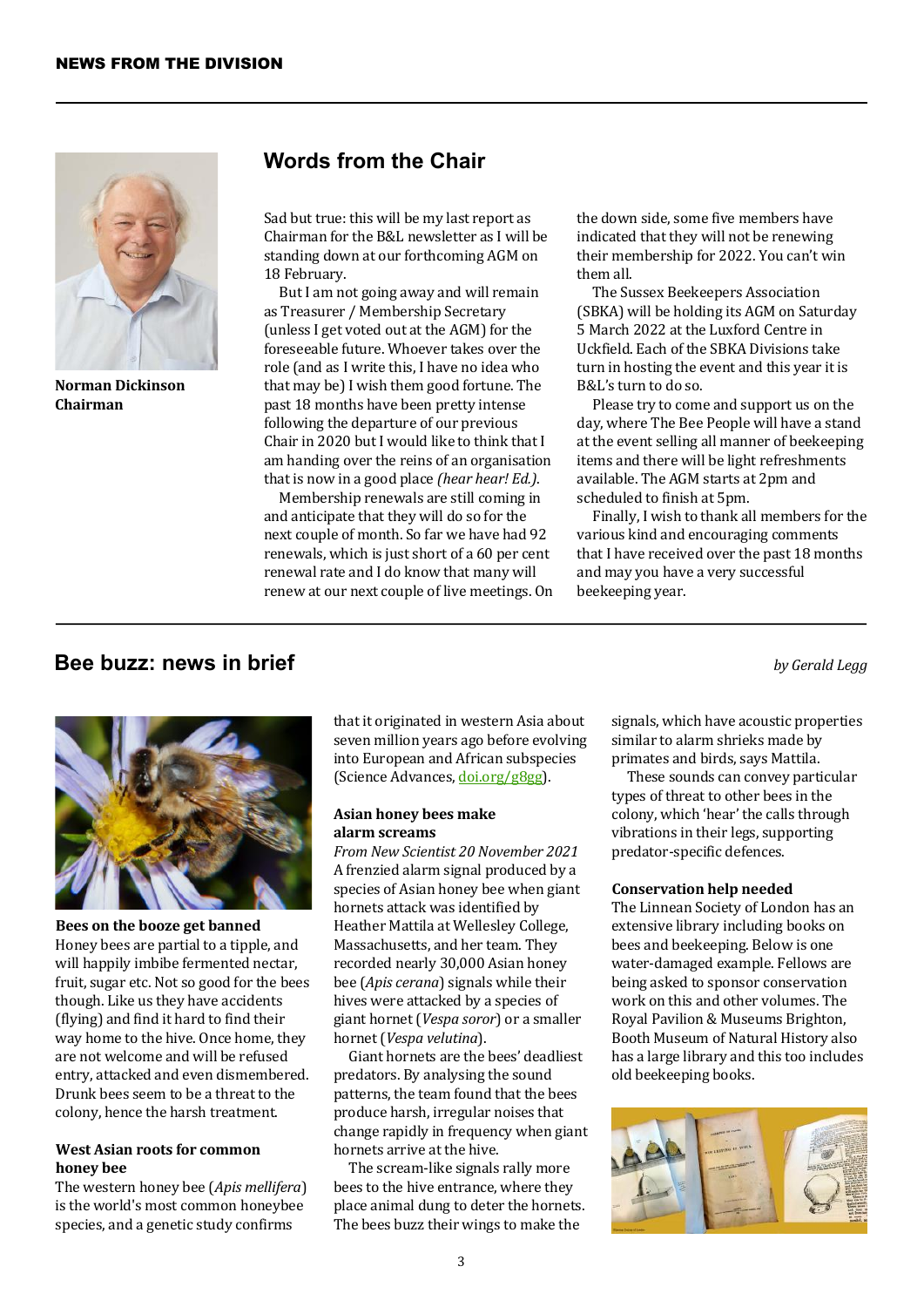## Words from the Chair

**Norman Dickinson**
**Chairman**

Sad but true: this will be my last report as Chairman for the B&L newsletter as I will be standing down at our forthcoming AGM on 18 February.

But I am not going away and will remain as Treasurer / Membership Secretary (unless I get voted out at the AGM) for the foreseeable future. Whoever takes over the role (and as I write this, I have no idea who that may be) I wish them good fortune. The past 18 months have been pretty intense following the departure of our previous Chair in 2020 but I would like to think that I am handing over the reins of an organisation that is now in a good place *(hear hear! Ed.)*.

Membership renewals are still coming in and anticipate that they will do so for the next couple of month. So far we have had 92 renewals, which is just short of a 60 per cent renewal rate and I do know that many will renew at our next couple of live meetings. On the down side, some five members have indicated that they will not be renewing their membership for 2022. You can't win them all.

The Sussex Beekeepers Association (SBKA) will be holding its AGM on Saturday 5 March 2022 at the Luxford Centre in Uckfield. Each of the SBKA Divisions take turn in hosting the event and this year it is B&L's turn to do so.

Please try to come and support us on the day, where The Bee People will have a stand at the event selling all manner of beekeeping items and there will be light refreshments available. The AGM starts at 2pm and scheduled to finish at 5pm.

Finally, I wish to thank all members for the various kind and encouraging comments that I have received over the past 18 months and may you have a very successful beekeeping year.

## Bee buzz: news in brief

*by Gerald Legg*

**Bees on the booze get banned**
Honey bees are partial to a tipple, and will happily imbibe fermented nectar, fruit, sugar etc. Not so good for the bees though. Like us they have accidents (flying) and find it hard to find their way home to the hive. Once home, they are not welcome and will be refused entry, attacked and even dismembered. Drunk bees seem to be a threat to the colony, hence the harsh treatment.

**West Asian roots for common honey bee**
The western honey bee (*Apis mellifera*) is the world's most common honeybee species, and a genetic study confirms that it originated in western Asia about seven million years ago before evolving into European and African subspecies (Science Advances, doi.org/g8gg).

**Asian honey bees make alarm screams**
*From New Scientist 20 November 2021*
A frenzied alarm signal produced by a species of Asian honey bee when giant hornets attack was identified by Heather Mattila at Wellesley College, Massachusetts, and her team. They recorded nearly 30,000 Asian honey bee (*Apis cerana*) signals while their hives were attacked by a species of giant hornet (*Vespa soror*) or a smaller hornet (*Vespa velutina*).

Giant hornets are the bees' deadliest predators. By analysing the sound patterns, the team found that the bees produce harsh, irregular noises that change rapidly in frequency when giant hornets arrive at the hive.

The scream-like signals rally more bees to the hive entrance, where they place animal dung to deter the hornets. The bees buzz their wings to make the signals, which have acoustic properties similar to alarm shrieks made by primates and birds, says Mattila.

These sounds can convey particular types of threat to other bees in the colony, which 'hear' the calls through vibrations in their legs, supporting predator-specific defences.

**Conservation help needed**
The Linnean Society of London has an extensive library including books on bees and beekeeping. Below is one water-damaged example. Fellows are being asked to sponsor conservation work on this and other volumes. The Royal Pavilion & Museums Brighton, Booth Museum of Natural History also has a large library and this too includes old beekeeping books.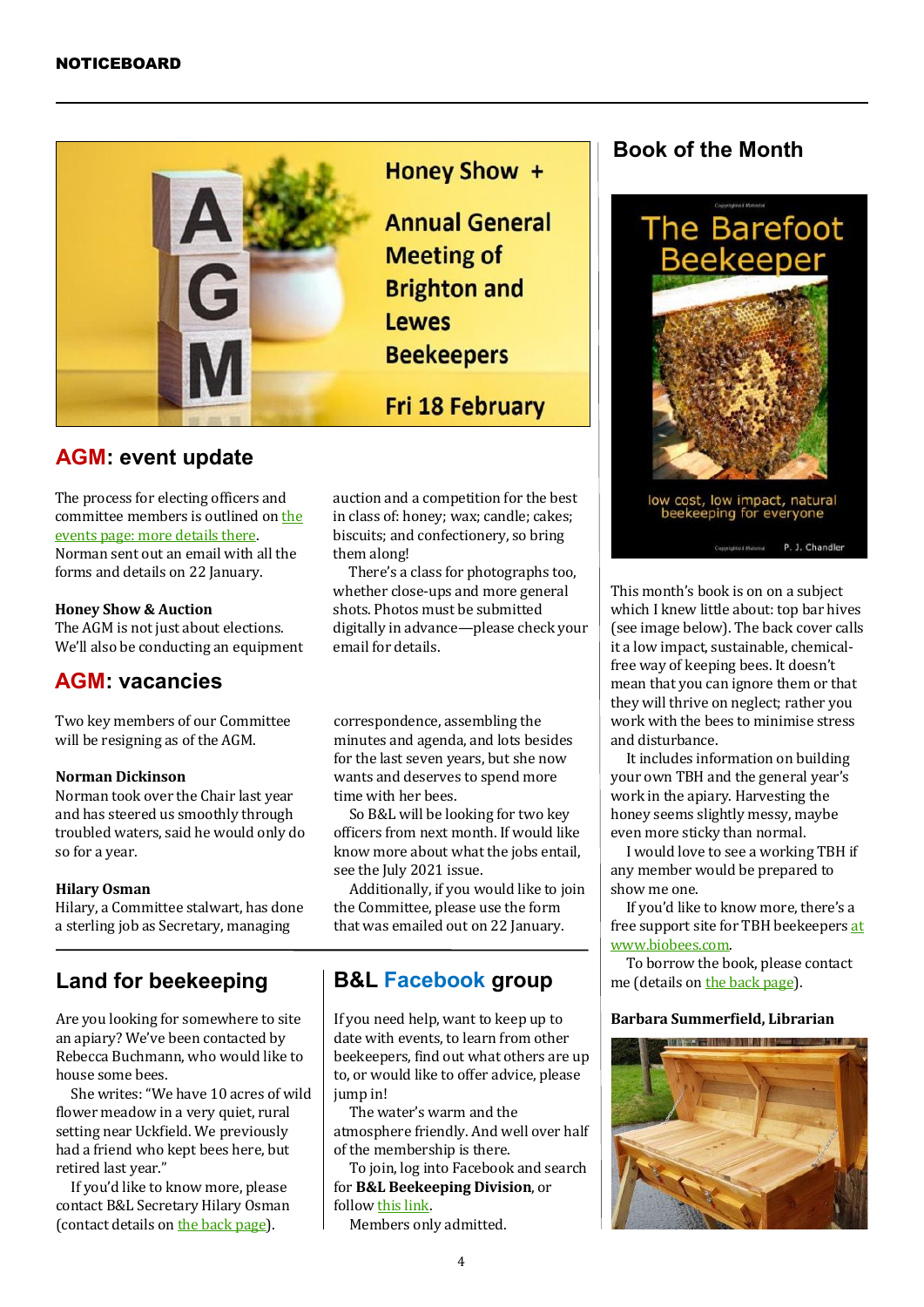## NOTICEBOARD

Honey Show +

Annual General Meeting of Brighton and Lewes Beekeepers

Fri 18 February

## AGM: event update

The process for electing officers and committee members is outlined on the events page: more details there. Norman sent out an email with all the forms and details on 22 January.

**Honey Show & Auction**

The AGM is not just about elections. We'll also be conducting an equipment auction and a competition for the best in class of: honey; wax; candle; cakes; biscuits; and confectionery, so bring them along!

There's a class for photographs too, whether close-ups and more general shots. Photos must be submitted digitally in advance—please check your email for details.

## AGM: vacancies

Two key members of our Committee will be resigning as of the AGM.

**Norman Dickinson**

Norman took over the Chair last year and has steered us smoothly through troubled waters, said he would only do so for a year.

**Hilary Osman**

Hilary, a Committee stalwart, has done a sterling job as Secretary, managing correspondence, assembling the minutes and agenda, and lots besides for the last seven years, but she now wants and deserves to spend more time with her bees.

So B&L will be looking for two key officers from next month. If would like know more about what the jobs entail, see the July 2021 issue.

Additionally, if you would like to join the Committee, please use the form that was emailed out on 22 January.

## Land for beekeeping

Are you looking for somewhere to site an apiary? We've been contacted by Rebecca Buchmann, who would like to house some bees.

She writes: "We have 10 acres of wild flower meadow in a very quiet, rural setting near Uckfield. We previously had a friend who kept bees here, but retired last year."

If you'd like to know more, please contact B&L Secretary Hilary Osman (contact details on the back page).

## B&L Facebook group

If you need help, want to keep up to date with events, to learn from other beekeepers, find out what others are up to, or would like to offer advice, please jump in!

The water's warm and the atmosphere friendly. And well over half of the membership is there.

To join, log into Facebook and search for **B&L Beekeeping Division**, or follow this link.

Members only admitted.

## Book of the Month

The Barefoot Beekeeper — low cost, low impact, natural beekeeping for everyone — P. J. Chandler

This month's book is on on a subject which I knew little about: top bar hives (see image below). The back cover calls it a low impact, sustainable, chemical-free way of keeping bees. It doesn't mean that you can ignore them or that they will thrive on neglect; rather you work with the bees to minimise stress and disturbance.

It includes information on building your own TBH and the general year's work in the apiary. Harvesting the honey seems slightly messy, maybe even more sticky than normal.

I would love to see a working TBH if any member would be prepared to show me one.

If you'd like to know more, there's a free support site for TBH beekeepers at www.biobees.com.

To borrow the book, please contact me (details on the back page).

**Barbara Summerfield, Librarian**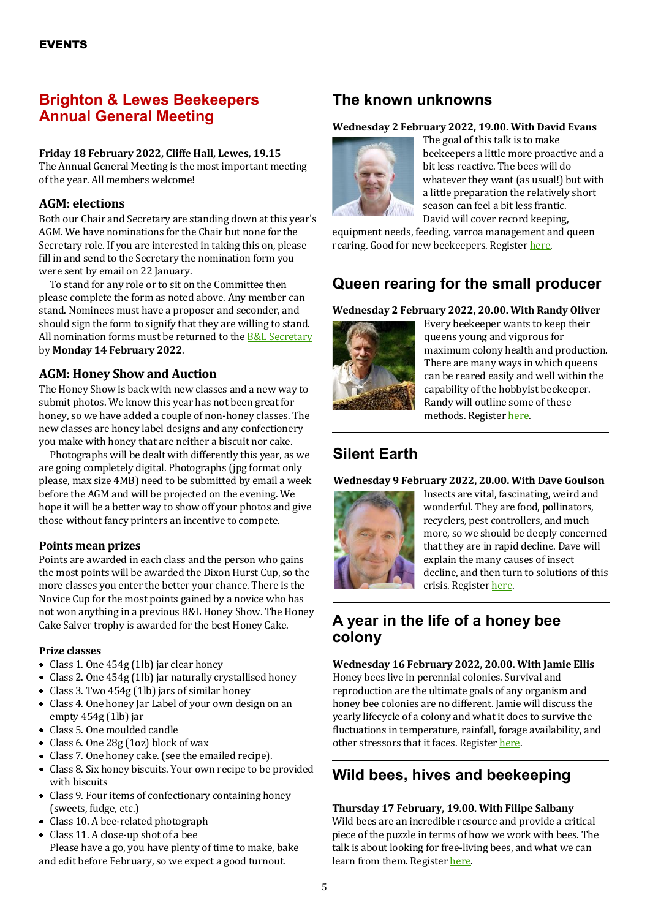EVENTS

## Brighton & Lewes Beekeepers Annual General Meeting

**Friday 18 February 2022, Cliffe Hall, Lewes, 19.15**
The Annual General Meeting is the most important meeting of the year. All members welcome!

### AGM: elections

Both our Chair and Secretary are standing down at this year's AGM. We have nominations for the Chair but none for the Secretary role. If you are interested in taking this on, please fill in and send to the Secretary the nomination form you were sent by email on 22 January.

To stand for any role or to sit on the Committee then please complete the form as noted above. Any member can stand. Nominees must have a proposer and seconder, and should sign the form to signify that they are willing to stand. All nomination forms must be returned to the B&L Secretary by **Monday 14 February 2022**.

### AGM: Honey Show and Auction

The Honey Show is back with new classes and a new way to submit photos. We know this year has not been great for honey, so we have added a couple of non-honey classes. The new classes are honey label designs and any confectionery you make with honey that are neither a biscuit nor cake.

Photographs will be dealt with differently this year, as we are going completely digital. Photographs (jpg format only please, max size 4MB) need to be submitted by email a week before the AGM and will be projected on the evening. We hope it will be a better way to show off your photos and give those without fancy printers an incentive to compete.

### Points mean prizes

Points are awarded in each class and the person who gains the most points will be awarded the Dixon Hurst Cup, so the more classes you enter the better your chance. There is the Novice Cup for the most points gained by a novice who has not won anything in a previous B&L Honey Show. The Honey Cake Salver trophy is awarded for the best Honey Cake.

### Prize classes

- Class 1. One 454g (1lb) jar clear honey
- Class 2. One 454g (1lb) jar naturally crystallised honey
- Class 3. Two 454g (1lb) jars of similar honey
- Class 4. One honey Jar Label of your own design on an empty 454g (1lb) jar
- Class 5. One moulded candle
- Class 6. One 28g (1oz) block of wax
- Class 7. One honey cake. (see the emailed recipe).
- Class 8. Six honey biscuits. Your own recipe to be provided with biscuits
- Class 9. Four items of confectionary containing honey (sweets, fudge, etc.)
- Class 10. A bee-related photograph
- Class 11. A close-up shot of a bee

Please have a go, you have plenty of time to make, bake and edit before February, so we expect a good turnout.

## The known unknowns

**Wednesday 2 February 2022, 19.00. With David Evans**
The goal of this talk is to make beekeepers a little more proactive and a bit less reactive. The bees will do whatever they want (as usual!) but with a little preparation the relatively short season can feel a bit less frantic. David will cover record keeping, equipment needs, feeding, varroa management and queen rearing. Good for new beekeepers. Register here.

## Queen rearing for the small producer

**Wednesday 2 February 2022, 20.00. With Randy Oliver**
Every beekeeper wants to keep their queens young and vigorous for maximum colony health and production. There are many ways in which queens can be reared easily and well within the capability of the hobbyist beekeeper. Randy will outline some of these methods. Register here.

## Silent Earth

**Wednesday 9 February 2022, 20.00. With Dave Goulson**
Insects are vital, fascinating, weird and wonderful. They are food, pollinators, recyclers, pest controllers, and much more, so we should be deeply concerned that they are in rapid decline. Dave will explain the many causes of insect decline, and then turn to solutions of this crisis. Register here.

## A year in the life of a honey bee colony

**Wednesday 16 February 2022, 20.00. With Jamie Ellis**
Honey bees live in perennial colonies. Survival and reproduction are the ultimate goals of any organism and honey bee colonies are no different. Jamie will discuss the yearly lifecycle of a colony and what it does to survive the fluctuations in temperature, rainfall, forage availability, and other stressors that it faces. Register here.

## Wild bees, hives and beekeeping

**Thursday 17 February, 19.00. With Filipe Salbany**
Wild bees are an incredible resource and provide a critical piece of the puzzle in terms of how we work with bees. The talk is about looking for free-living bees, and what we can learn from them. Register here.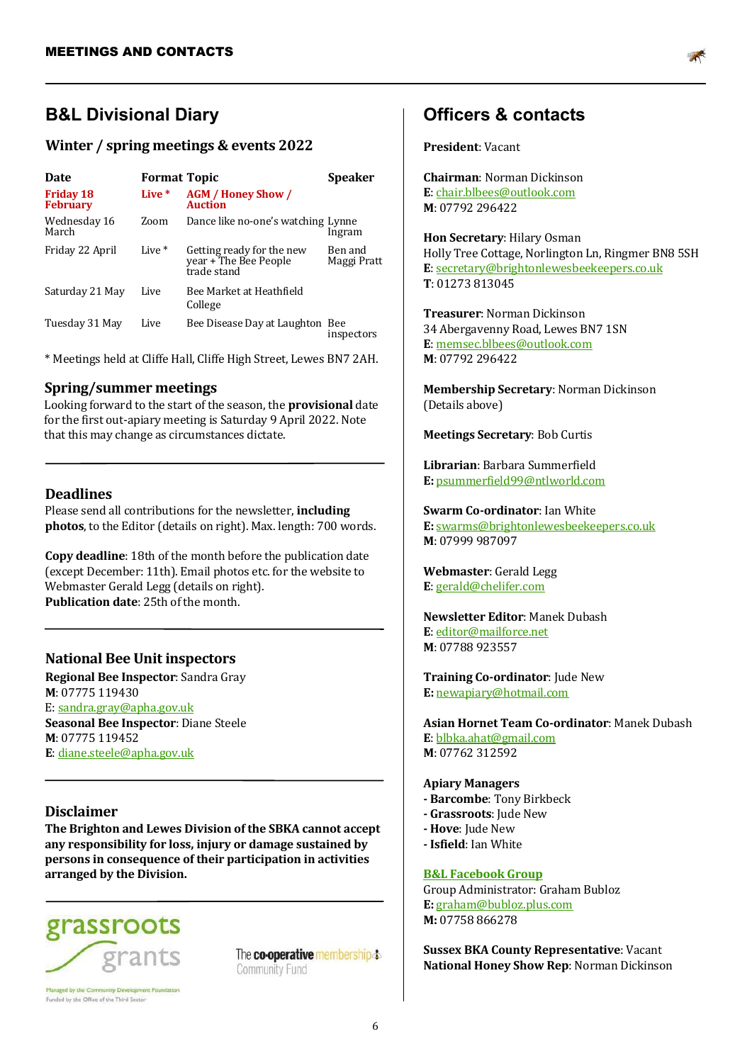MEETINGS AND CONTACTS

## B&L Divisional Diary

### Winter / spring meetings & events 2022

| Date | Format | Topic | Speaker |
|---|---|---|---|
| **Friday 18 February** | **Live \*** | **AGM / Honey Show / Auction** | |
| Wednesday 16 March | Zoom | Dance like no-one's watching | Lynne Ingram |
| Friday 22 April | Live * | Getting ready for the new year + The Bee People trade stand | Ben and Maggi Pratt |
| Saturday 21 May | Live | Bee Market at Heathfield College | |
| Tuesday 31 May | Live | Bee Disease Day at Laughton | Bee inspectors |

\* Meetings held at Cliffe Hall, Cliffe High Street, Lewes BN7 2AH.

### Spring/summer meetings

Looking forward to the start of the season, the **provisional** date for the first out-apiary meeting is Saturday 9 April 2022. Note that this may change as circumstances dictate.

### Deadlines

Please send all contributions for the newsletter, **including photos**, to the Editor (details on right). Max. length: 700 words.

**Copy deadline**: 18th of the month before the publication date (except December: 11th). Email photos etc. for the website to Webmaster Gerald Legg (details on right).
**Publication date**: 25th of the month.

### National Bee Unit inspectors

**Regional Bee Inspector**: Sandra Gray
**M**: 07775 119430
E: sandra.gray@apha.gov.uk
**Seasonal Bee Inspector**: Diane Steele
**M**: 07775 119452
**E**: diane.steele@apha.gov.uk

### Disclaimer

**The Brighton and Lewes Division of the SBKA cannot accept any responsibility for loss, injury or damage sustained by persons in consequence of their participation in activities arranged by the Division.**

grassroots grants
Managed by the Community Development Foundation
Funded by the Office of the Third Sector

The co-operative membership Community Fund

## Officers & contacts

**President**: Vacant

**Chairman**: Norman Dickinson
**E**: chair.blbees@outlook.com
**M**: 07792 296422

**Hon Secretary**: Hilary Osman
Holly Tree Cottage, Norlington Ln, Ringmer BN8 5SH
**E**: secretary@brightonlewesbeekeepers.co.uk
**T**: 01273 813045

**Treasurer**: Norman Dickinson
34 Abergavenny Road, Lewes BN7 1SN
**E**: memsec.blbees@outlook.com
**M**: 07792 296422

**Membership Secretary**: Norman Dickinson
(Details above)

**Meetings Secretary**: Bob Curtis

**Librarian**: Barbara Summerfield
**E:** psummerfield99@ntlworld.com

**Swarm Co-ordinator**: Ian White
**E:** swarms@brightonlewesbeekeepers.co.uk
**M**: 07999 987097

**Webmaster**: Gerald Legg
**E**: gerald@chelifer.com

**Newsletter Editor**: Manek Dubash
**E**: editor@mailforce.net
**M**: 07788 923557

**Training Co-ordinator**: Jude New
**E:** newapiary@hotmail.com

**Asian Hornet Team Co-ordinator**: Manek Dubash
**E**: blbka.ahat@gmail.com
**M**: 07762 312592

**Apiary Managers**
- **Barcombe**: Tony Birkbeck
- **Grassroots**: Jude New
- **Hove**: Jude New
- **Isfield**: Ian White

**B&L Facebook Group**
Group Administrator: Graham Bubloz
**E:** graham@bubloz.plus.com
**M:** 07758 866278

**Sussex BKA County Representative**: Vacant
**National Honey Show Rep**: Norman Dickinson